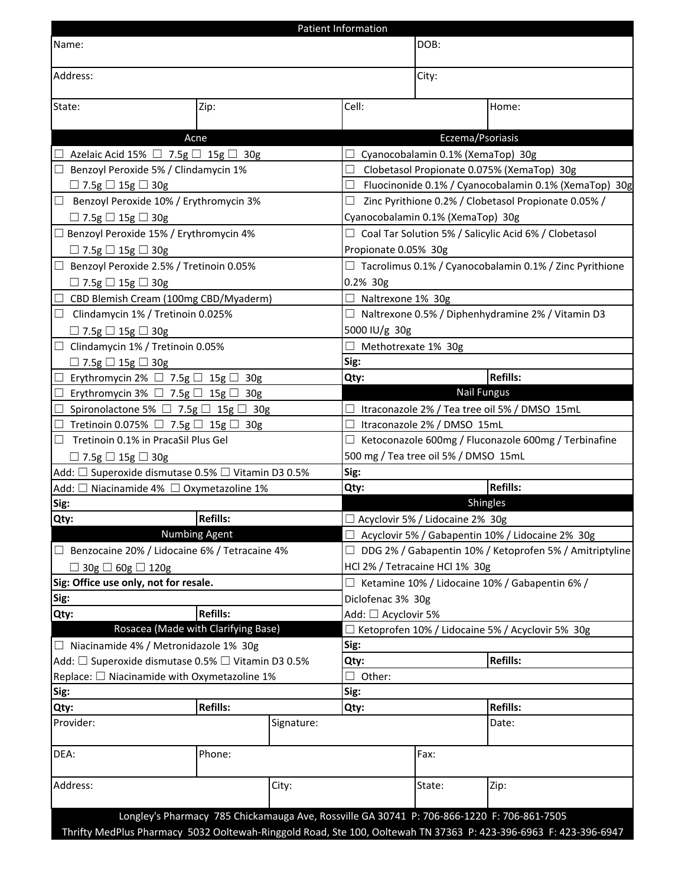## Patient Information

| | | | |
|---|---|---|---|
| Name: | | DOB: | |
| Address: | | City: | |
| State: | Zip: | Cell: | Home: |

## Acne

- ☐ Azelaic Acid 15% ☐ 7.5g ☐ 15g ☐ 30g
- ☐ Benzoyl Peroxide 5% / Clindamycin 1% ☐ 7.5g ☐ 15g ☐ 30g
- ☐ Benzoyl Peroxide 10% / Erythromycin 3% ☐ 7.5g ☐ 15g ☐ 30g
- ☐ Benzoyl Peroxide 15% / Erythromycin 4% ☐ 7.5g ☐ 15g ☐ 30g
- ☐ Benzoyl Peroxide 2.5% / Tretinoin 0.05% ☐ 7.5g ☐ 15g ☐ 30g
- ☐ CBD Blemish Cream (100mg CBD/Myaderm)
- ☐ Clindamycin 1% / Tretinoin 0.025% ☐ 7.5g ☐ 15g ☐ 30g
- ☐ Clindamycin 1% / Tretinoin 0.05% ☐ 7.5g ☐ 15g ☐ 30g
- ☐ Erythromycin 2% ☐ 7.5g ☐ 15g ☐ 30g
- ☐ Erythromycin 3% ☐ 7.5g ☐ 15g ☐ 30g
- ☐ Spironolactone 5% ☐ 7.5g ☐ 15g ☐ 30g
- ☐ Tretinoin 0.075% ☐ 7.5g ☐ 15g ☐ 30g
- ☐ Tretinoin 0.1% in PracaSil Plus Gel ☐ 7.5g ☐ 15g ☐ 30g

Add: ☐ Superoxide dismutase 0.5% ☐ Vitamin D3 0.5%

Add: ☐ Niacinamide 4% ☐ Oxymetazoline 1%

**Sig:**

| **Qty:** | **Refills:** |
|---|---|

## Numbing Agent

- ☐ Benzocaine 20% / Lidocaine 6% / Tetracaine 4% ☐ 30g ☐ 60g ☐ 120g

**Sig: Office use only, not for resale.**

**Sig:**

| **Qty:** | **Refills:** |
|---|---|

## Rosacea (Made with Clarifying Base)

- ☐ Niacinamide 4% / Metronidazole 1% 30g

Add: ☐ Superoxide dismutase 0.5% ☐ Vitamin D3 0.5%

Replace: ☐ Niacinamide with Oxymetazoline 1%

**Sig:**

| **Qty:** | **Refills:** |
|---|---|

## Eczema/Psoriasis

- ☐ Cyanocobalamin 0.1% (XemaTop) 30g
- ☐ Clobetasol Propionate 0.075% (XemaTop) 30g
- ☐ Fluocinonide 0.1% / Cyanocobalamin 0.1% (XemaTop) 30g
- ☐ Zinc Pyrithione 0.2% / Clobetasol Propionate 0.05% / Cyanocobalamin 0.1% (XemaTop) 30g
- ☐ Coal Tar Solution 5% / Salicylic Acid 6% / Clobetasol Propionate 0.05% 30g
- ☐ Tacrolimus 0.1% / Cyanocobalamin 0.1% / Zinc Pyrithione 0.2% 30g
- ☐ Naltrexone 1% 30g
- ☐ Naltrexone 0.5% / Diphenhydramine 2% / Vitamin D3 5000 IU/g 30g
- ☐ Methotrexate 1% 30g

**Sig:**

| **Qty:** | **Refills:** |
|---|---|

## Nail Fungus

- ☐ Itraconazole 2% / Tea tree oil 5% / DMSO 15mL
- ☐ Itraconazole 2% / DMSO 15mL
- ☐ Ketoconazole 600mg / Fluconazole 600mg / Terbinafine 500 mg / Tea tree oil 5% / DMSO 15mL

**Sig:**

| **Qty:** | **Refills:** |
|---|---|

## Shingles

- ☐ Acyclovir 5% / Lidocaine 2% 30g
- ☐ Acyclovir 5% / Gabapentin 10% / Lidocaine 2% 30g
- ☐ DDG 2% / Gabapentin 10% / Ketoprofen 5% / Amitriptyline HCl 2% / Tetracaine HCl 1% 30g
- ☐ Ketamine 10% / Lidocaine 10% / Gabapentin 6% / Diclofenac 3% 30g
  Add: ☐ Acyclovir 5%
- ☐ Ketoprofen 10% / Lidocaine 5% / Acyclovir 5% 30g

**Sig:**

| **Qty:** | **Refills:** |
|---|---|

☐ Other:

**Sig:**

| **Qty:** | **Refills:** |
|---|---|

## Provider Information

| | | | |
|---|---|---|---|
| Provider: | Signature: | | Date: |
| DEA: | Phone: | Fax: | |
| Address: | City: | State: | Zip: |

Longley's Pharmacy 785 Chickamauga Ave, Rossville GA 30741 P: 706-866-1220 F: 706-861-7505

Thrifty MedPlus Pharmacy 5032 Ooltewah-Ringgold Road, Ste 100, Ooltewah TN 37363 P: 423-396-6963 F: 423-396-6947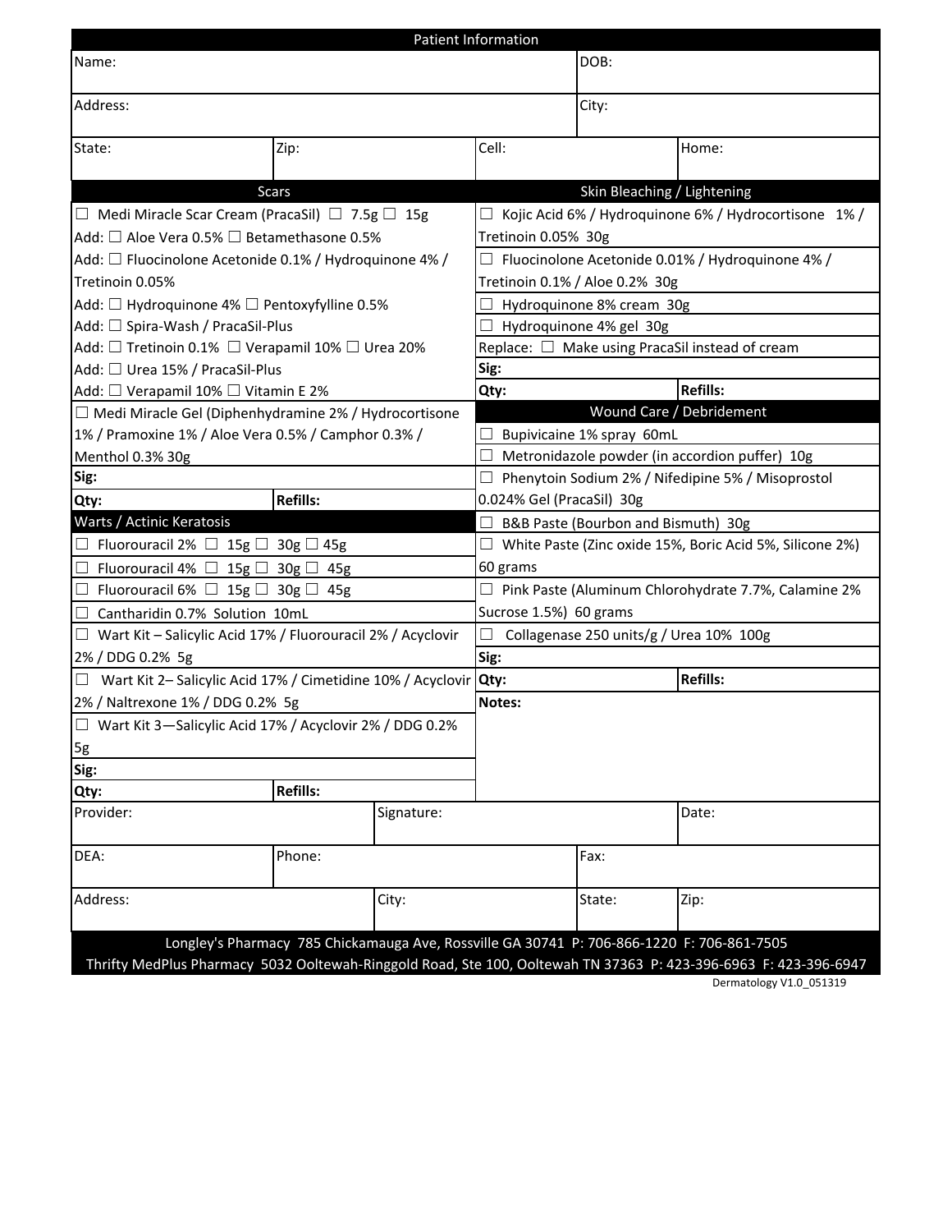## Patient Information

| | | | |
|---|---|---|---|
| Name: | | DOB: | |
| Address: | | City: | |
| State: | Zip: | Cell: | Home: |

## Scars

☐ Medi Miracle Scar Cream (PracaSil) ☐ 7.5g ☐ 15g
Add: ☐ Aloe Vera 0.5% ☐ Betamethasone 0.5%
Add: ☐ Fluocinolone Acetonide 0.1% / Hydroquinone 4% / Tretinoin 0.05%
Add: ☐ Hydroquinone 4% ☐ Pentoxyfylline 0.5%
Add: ☐ Spira-Wash / PracaSil-Plus
Add: ☐ Tretinoin 0.1% ☐ Verapamil 10% ☐ Urea 20%
Add: ☐ Urea 15% / PracaSil-Plus
Add: ☐ Verapamil 10% ☐ Vitamin E 2%

☐ Medi Miracle Gel (Diphenhydramine 2% / Hydrocortisone 1% / Pramoxine 1% / Aloe Vera 0.5% / Camphor 0.3% / Menthol 0.3% 30g

**Sig:**

| | |
|---|---|
| **Qty:** | **Refills:** |

## Warts / Actinic Keratosis

☐ Fluorouracil 2% ☐ 15g ☐ 30g ☐ 45g
☐ Fluorouracil 4% ☐ 15g ☐ 30g ☐ 45g
☐ Fluorouracil 6% ☐ 15g ☐ 30g ☐ 45g
☐ Cantharidin 0.7% Solution 10mL
☐ Wart Kit – Salicylic Acid 17% / Fluorouracil 2% / Acyclovir 2% / DDG 0.2% 5g
☐ Wart Kit 2– Salicylic Acid 17% / Cimetidine 10% / Acyclovir 2% / Naltrexone 1% / DDG 0.2% 5g
☐ Wart Kit 3—Salicylic Acid 17% / Acyclovir 2% / DDG 0.2% 5g

**Sig:**

| | |
|---|---|
| **Qty:** | **Refills:** |

## Skin Bleaching / Lightening

☐ Kojic Acid 6% / Hydroquinone 6% / Hydrocortisone 1% / Tretinoin 0.05% 30g
☐ Fluocinolone Acetonide 0.01% / Hydroquinone 4% / Tretinoin 0.1% / Aloe 0.2% 30g
☐ Hydroquinone 8% cream 30g
☐ Hydroquinone 4% gel 30g
Replace: ☐ Make using PracaSil instead of cream

**Sig:**

| | |
|---|---|
| **Qty:** | **Refills:** |

## Wound Care / Debridement

☐ Bupivicaine 1% spray 60mL
☐ Metronidazole powder (in accordion puffer) 10g
☐ Phenytoin Sodium 2% / Nifedipine 5% / Misoprostol 0.024% Gel (PracaSil) 30g
☐ B&B Paste (Bourbon and Bismuth) 30g
☐ White Paste (Zinc oxide 15%, Boric Acid 5%, Silicone 2%) 60 grams
☐ Pink Paste (Aluminum Chlorohydrate 7.7%, Calamine 2% Sucrose 1.5%) 60 grams
☐ Collagenase 250 units/g / Urea 10% 100g

**Sig:**

| | |
|---|---|
| **Qty:** | **Refills:** |

**Notes:**

| | | | |
|---|---|---|---|
| Provider: | Signature: | | Date: |
| DEA: | Phone: | Fax: | |
| Address: | City: | State: | Zip: |

Longley's Pharmacy 785 Chickamauga Ave, Rossville GA 30741 P: 706-866-1220 F: 706-861-7505
Thrifty MedPlus Pharmacy 5032 Ooltewah-Ringgold Road, Ste 100, Ooltewah TN 37363 P: 423-396-6963 F: 423-396-6947

Dermatology V1.0_051319